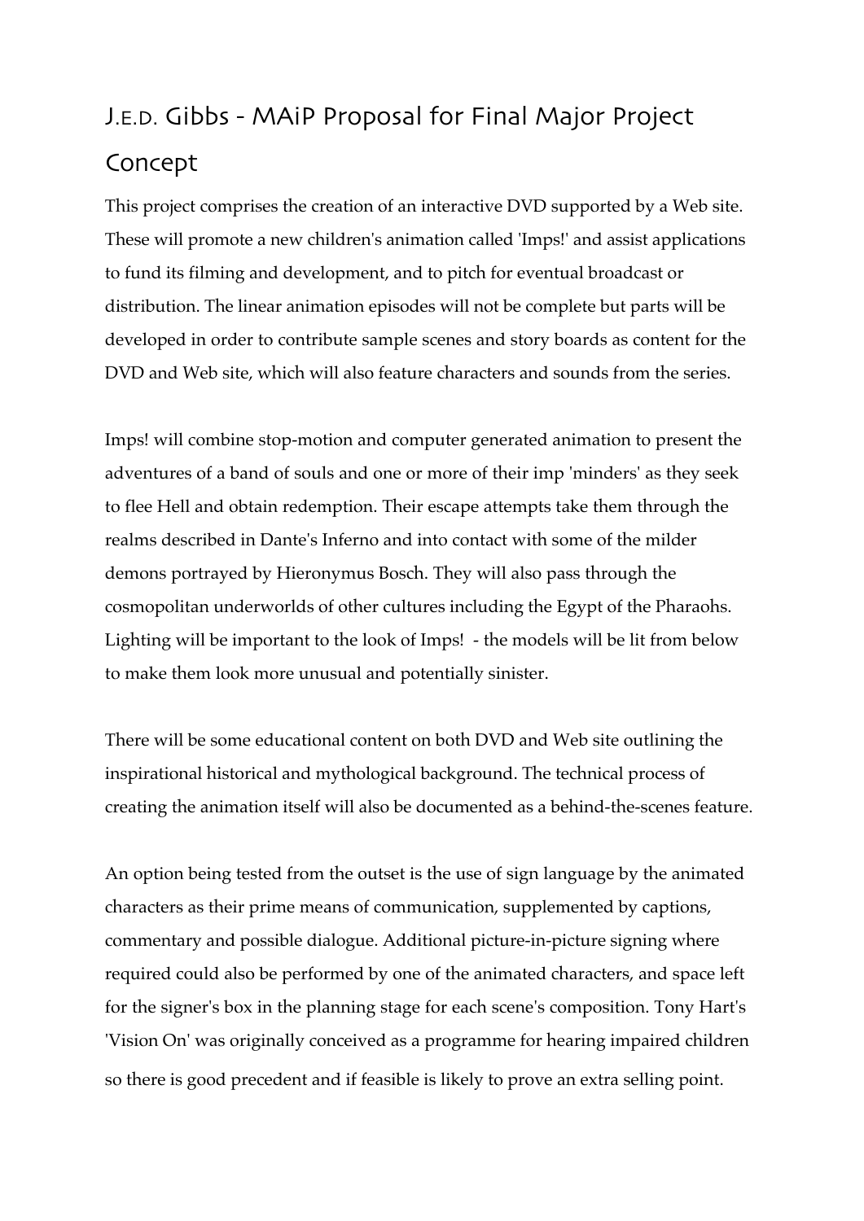# J.E.D. Gibbs - MAiP Proposal for Final Major Project

## Concept

This project comprises the creation of an interactive DVD supported by a Web site. These will promote a new children's animation called 'Imps!' and assist applications to fund its filming and development, and to pitch for eventual broadcast or distribution. The linear animation episodes will not be complete but parts will be developed in order to contribute sample scenes and story boards as content for the DVD and Web site, which will also feature characters and sounds from the series.

Imps! will combine stop-motion and computer generated animation to present the adventures of a band of souls and one or more of their imp 'minders' as they seek to flee Hell and obtain redemption. Their escape attempts take them through the realms described in Dante's Inferno and into contact with some of the milder demons portrayed by Hieronymus Bosch. They will also pass through the cosmopolitan underworlds of other cultures including the Egypt of the Pharaohs. Lighting will be important to the look of Imps! - the models will be lit from below to make them look more unusual and potentially sinister.

There will be some educational content on both DVD and Web site outlining the inspirational historical and mythological background. The technical process of creating the animation itself will also be documented as a behind-the-scenes feature.

An option being tested from the outset is the use of sign language by the animated characters as their prime means of communication, supplemented by captions, commentary and possible dialogue. Additional picture-in-picture signing where required could also be performed by one of the animated characters, and space left for the signer's box in the planning stage for each scene's composition. Tony Hart's 'Vision On' was originally conceived as a programme for hearing impaired children so there is good precedent and if feasible is likely to prove an extra selling point.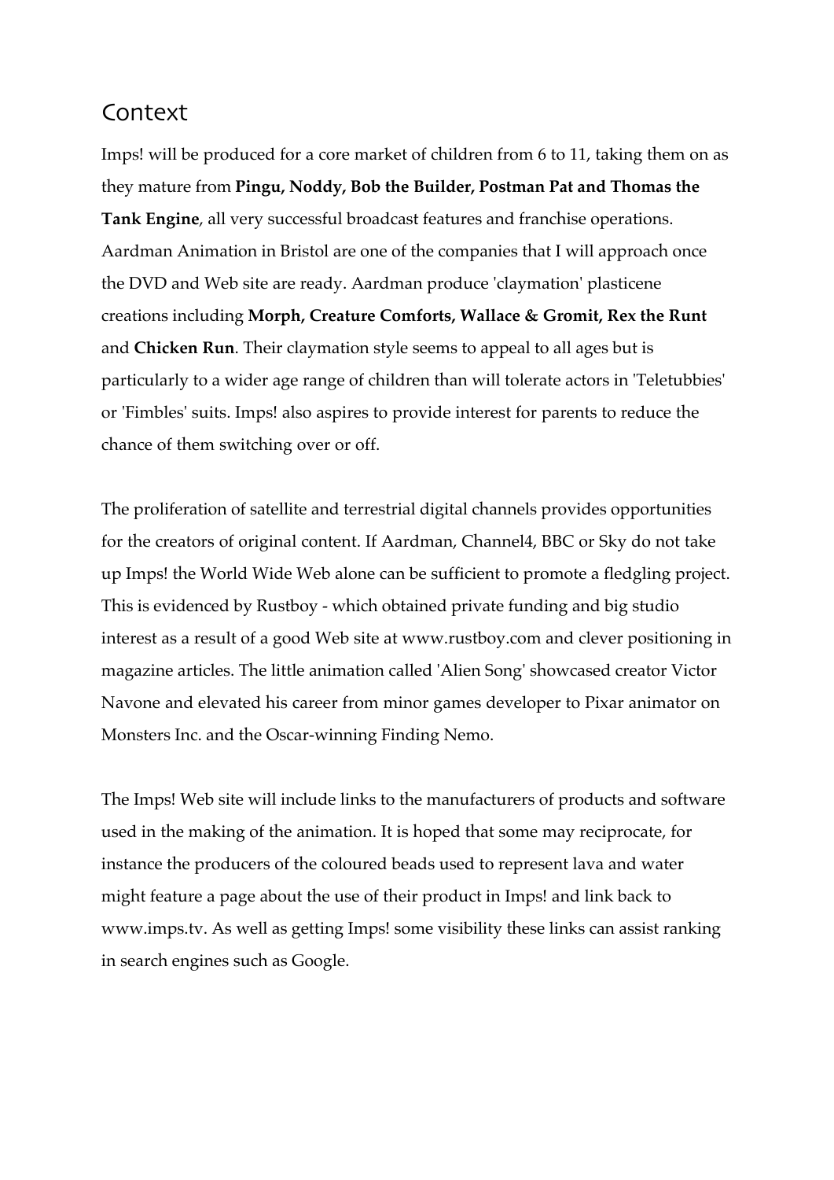# Context

Imps! will be produced for a core market of children from 6 to 11, taking them on as they mature from **Pingu, Noddy, Bob the Builder, Postman Pat and Thomas the Tank Engine**, all very successful broadcast features and franchise operations. Aardman Animation in Bristol are one of the companies that I will approach once the DVD and Web site are ready. Aardman produce 'claymation' plasticene creations including **Morph, Creature Comforts, Wallace & Gromit, Rex the Runt** and **Chicken Run**. Their claymation style seems to appeal to all ages but is particularly to a wider age range of children than will tolerate actors in 'Teletubbies' or 'Fimbles' suits. Imps! also aspires to provide interest for parents to reduce the chance of them switching over or off.

The proliferation of satellite and terrestrial digital channels provides opportunities for the creators of original content. If Aardman, Channel4, BBC or Sky do not take up Imps! the World Wide Web alone can be sufficient to promote a fledgling project. This is evidenced by Rustboy - which obtained private funding and big studio interest as a result of a good Web site at www.rustboy.com and clever positioning in magazine articles. The little animation called 'Alien Song' showcased creator Victor Navone and elevated his career from minor games developer to Pixar animator on Monsters Inc. and the Oscar-winning Finding Nemo.

The Imps! Web site will include links to the manufacturers of products and software used in the making of the animation. It is hoped that some may reciprocate, for instance the producers of the coloured beads used to represent lava and water might feature a page about the use of their product in Imps! and link back to www.imps.tv. As well as getting Imps! some visibility these links can assist ranking in search engines such as Google.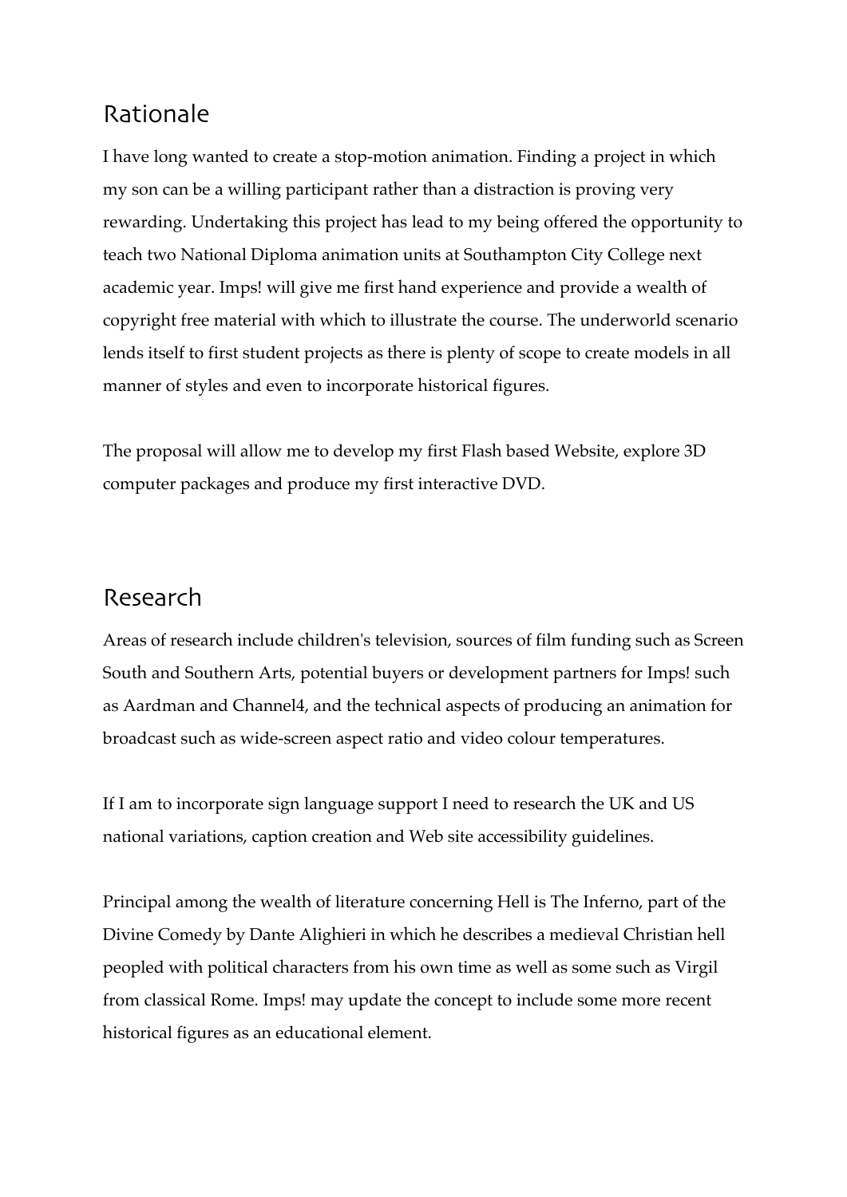## Rationale

I have long wanted to create a stop-motion animation. Finding a project in which my son can be a willing participant rather than a distraction is proving very rewarding. Undertaking this project has lead to my being offered the opportunity to teach two National Diploma animation units at Southampton City College next academic year. Imps! will give me first hand experience and provide a wealth of copyright free material with which to illustrate the course. The underworld scenario lends itself to first student projects as there is plenty of scope to create models in all manner of styles and even to incorporate historical figures.

The proposal will allow me to develop my first Flash based Website, explore 3D computer packages and produce my first interactive DVD.

## Research

Areas of research include children's television, sources of film funding such as Screen South and Southern Arts, potential buyers or development partners for Imps! such as Aardman and Channel4, and the technical aspects of producing an animation for broadcast such as wide-screen aspect ratio and video colour temperatures.

If I am to incorporate sign language support I need to research the UK and US national variations, caption creation and Web site accessibility guidelines.

Principal among the wealth of literature concerning Hell is The Inferno, part of the Divine Comedy by Dante Alighieri in which he describes a medieval Christian hell peopled with political characters from his own time as well as some such as Virgil from classical Rome. Imps! may update the concept to include some more recent historical figures as an educational element.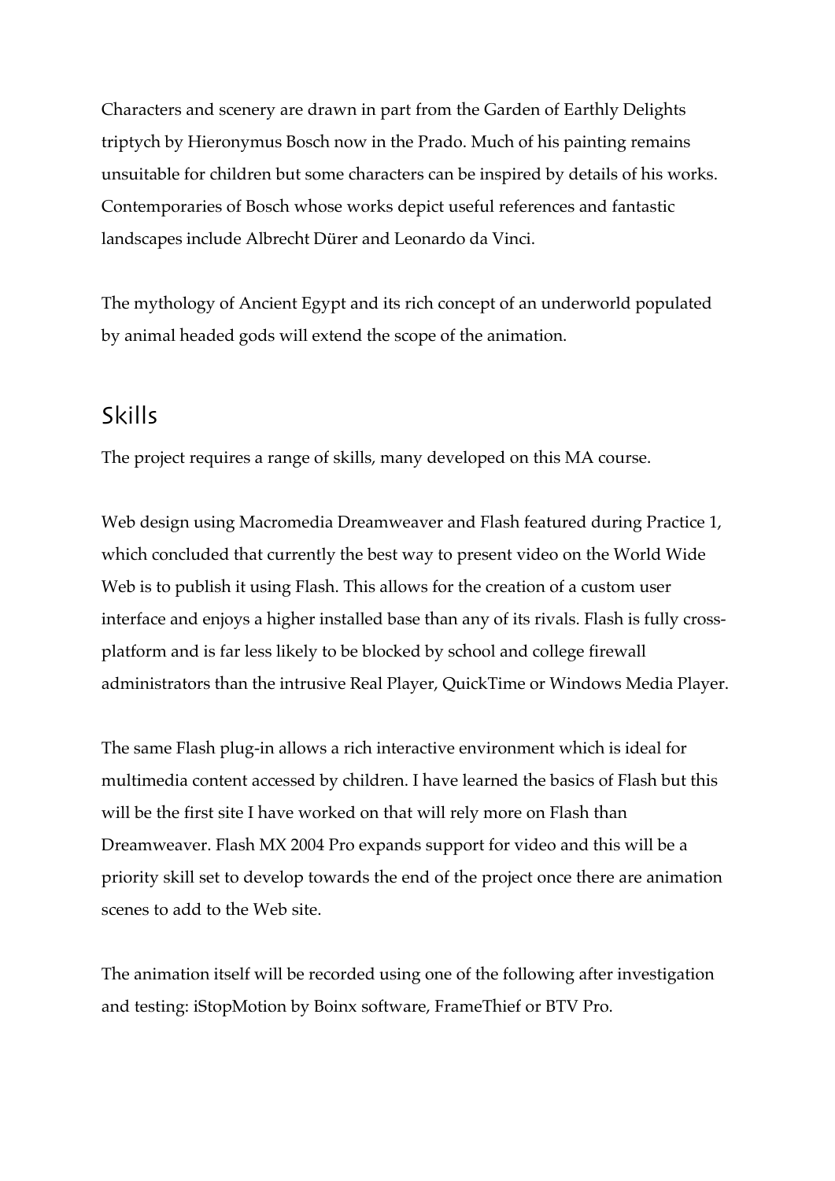Characters and scenery are drawn in part from the Garden of Earthly Delights triptych by Hieronymus Bosch now in the Prado. Much of his painting remains unsuitable for children but some characters can be inspired by details of his works. Contemporaries of Bosch whose works depict useful references and fantastic landscapes include Albrecht Dürer and Leonardo da Vinci.

The mythology of Ancient Egypt and its rich concept of an underworld populated by animal headed gods will extend the scope of the animation.

## Skills

The project requires a range of skills, many developed on this MA course.

Web design using Macromedia Dreamweaver and Flash featured during Practice 1, which concluded that currently the best way to present video on the World Wide Web is to publish it using Flash. This allows for the creation of a custom user interface and enjoys a higher installed base than any of its rivals. Flash is fully cross-platform and is far less likely to be blocked by school and college firewall administrators than the intrusive Real Player, QuickTime or Windows Media Player.

The same Flash plug-in allows a rich interactive environment which is ideal for multimedia content accessed by children. I have learned the basics of Flash but this will be the first site I have worked on that will rely more on Flash than Dreamweaver. Flash MX 2004 Pro expands support for video and this will be a priority skill set to develop towards the end of the project once there are animation scenes to add to the Web site.

The animation itself will be recorded using one of the following after investigation and testing: iStopMotion by Boinx software, FrameThief or BTV Pro.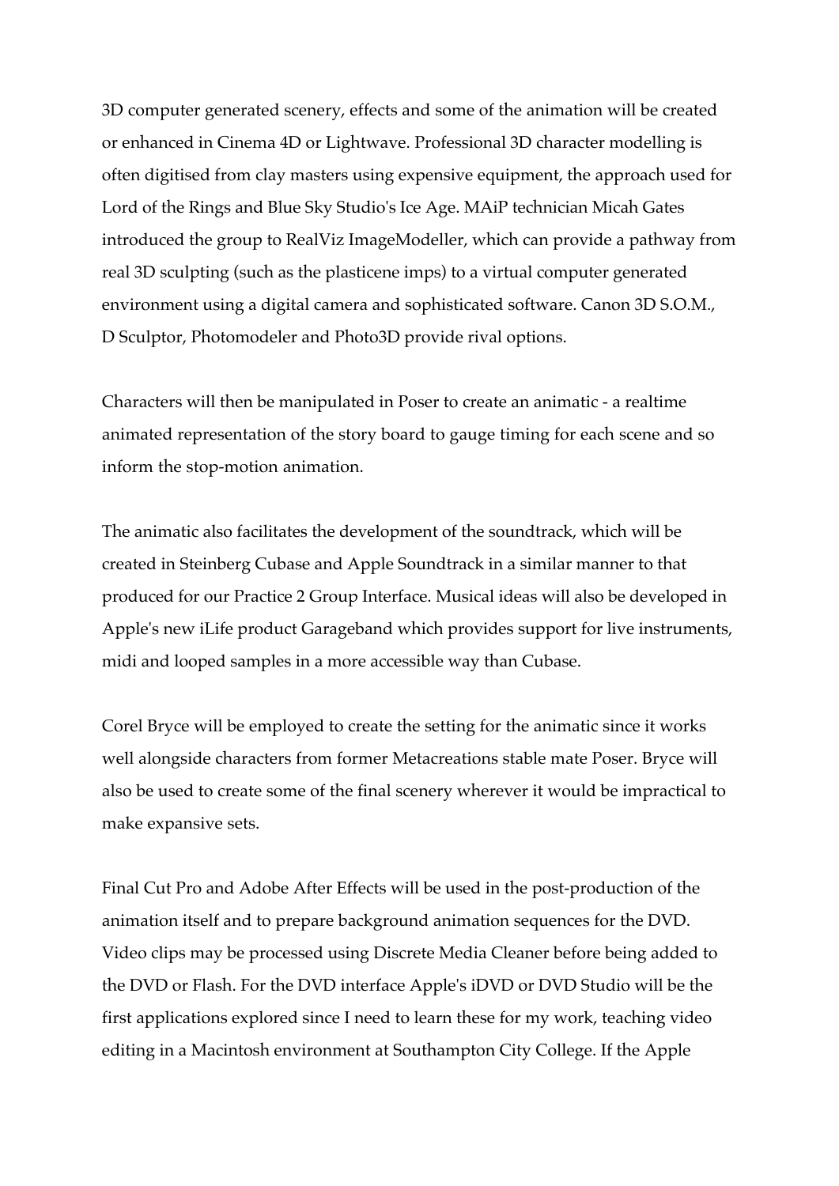3D computer generated scenery, effects and some of the animation will be created or enhanced in Cinema 4D or Lightwave. Professional 3D character modelling is often digitised from clay masters using expensive equipment, the approach used for Lord of the Rings and Blue Sky Studio's Ice Age. MAiP technician Micah Gates introduced the group to RealViz ImageModeller, which can provide a pathway from real 3D sculpting (such as the plasticene imps) to a virtual computer generated environment using a digital camera and sophisticated software. Canon 3D S.O.M., D Sculptor, Photomodeler and Photo3D provide rival options.

Characters will then be manipulated in Poser to create an animatic - a realtime animated representation of the story board to gauge timing for each scene and so inform the stop-motion animation.

The animatic also facilitates the development of the soundtrack, which will be created in Steinberg Cubase and Apple Soundtrack in a similar manner to that produced for our Practice 2 Group Interface. Musical ideas will also be developed in Apple's new iLife product Garageband which provides support for live instruments, midi and looped samples in a more accessible way than Cubase.

Corel Bryce will be employed to create the setting for the animatic since it works well alongside characters from former Metacreations stable mate Poser. Bryce will also be used to create some of the final scenery wherever it would be impractical to make expansive sets.

Final Cut Pro and Adobe After Effects will be used in the post-production of the animation itself and to prepare background animation sequences for the DVD. Video clips may be processed using Discrete Media Cleaner before being added to the DVD or Flash. For the DVD interface Apple's iDVD or DVD Studio will be the first applications explored since I need to learn these for my work, teaching video editing in a Macintosh environment at Southampton City College. If the Apple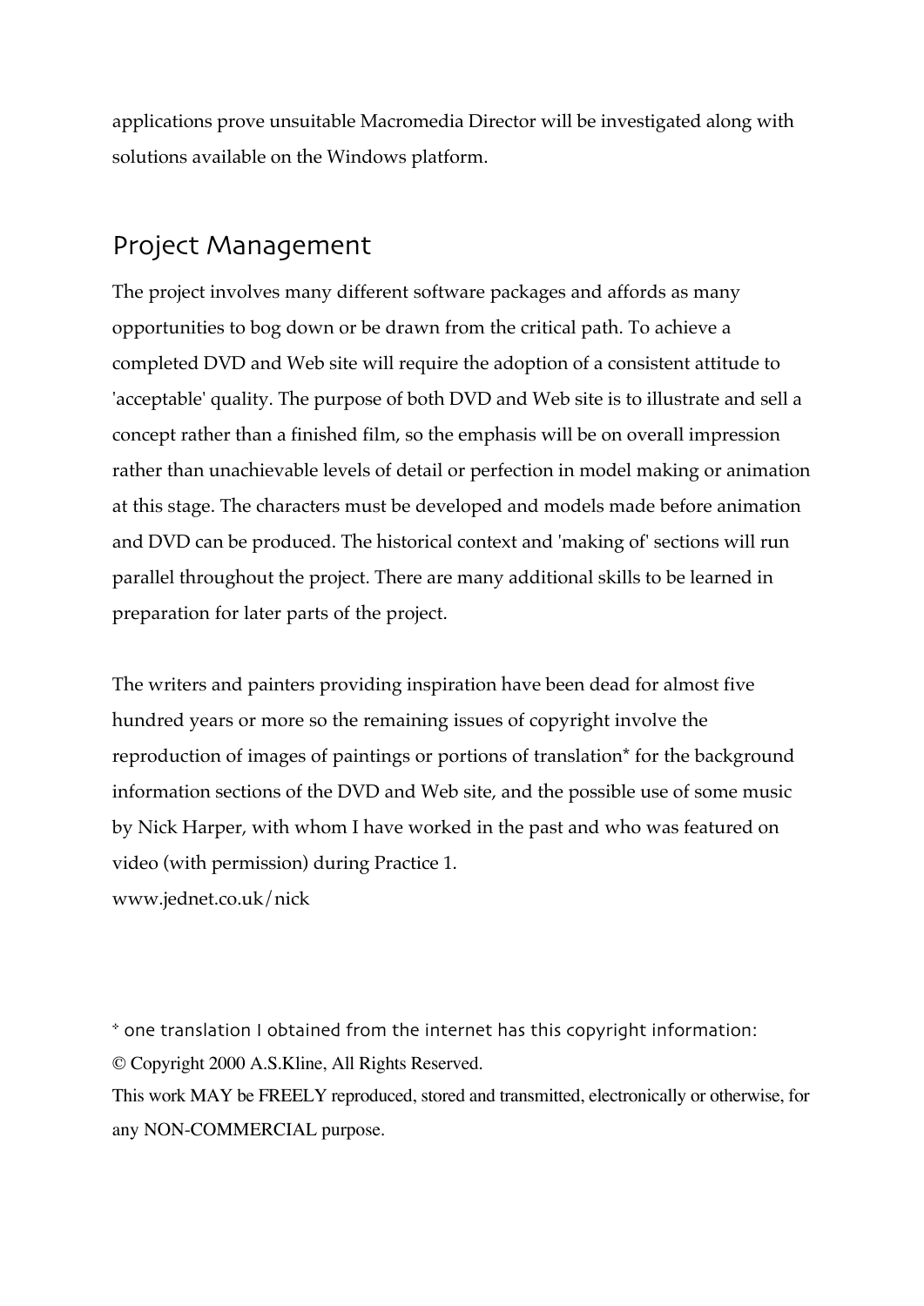applications prove unsuitable Macromedia Director will be investigated along with solutions available on the Windows platform.

## Project Management

The project involves many different software packages and affords as many opportunities to bog down or be drawn from the critical path. To achieve a completed DVD and Web site will require the adoption of a consistent attitude to 'acceptable' quality. The purpose of both DVD and Web site is to illustrate and sell a concept rather than a finished film, so the emphasis will be on overall impression rather than unachievable levels of detail or perfection in model making or animation at this stage. The characters must be developed and models made before animation and DVD can be produced. The historical context and 'making of' sections will run parallel throughout the project. There are many additional skills to be learned in preparation for later parts of the project.

The writers and painters providing inspiration have been dead for almost five hundred years or more so the remaining issues of copyright involve the reproduction of images of paintings or portions of translation* for the background information sections of the DVD and Web site, and the possible use of some music by Nick Harper, with whom I have worked in the past and who was featured on video (with permission) during Practice 1.
www.jednet.co.uk/nick

* one translation I obtained from the internet has this copyright information:
© Copyright 2000 A.S.Kline, All Rights Reserved.
This work MAY be FREELY reproduced, stored and transmitted, electronically or otherwise, for any NON-COMMERCIAL purpose.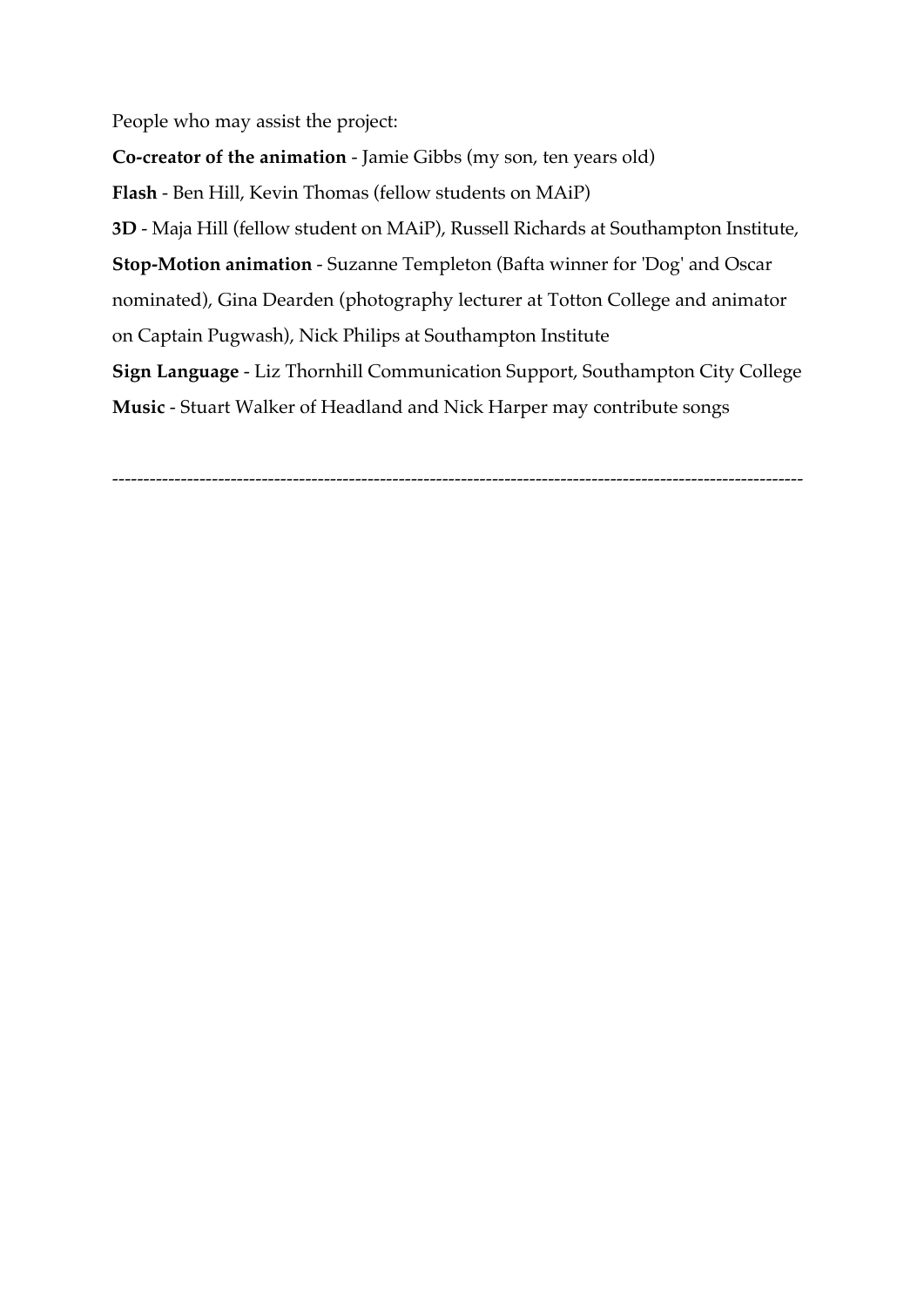People who may assist the project:

**Co-creator of the animation** - Jamie Gibbs (my son, ten years old)

**Flash** - Ben Hill, Kevin Thomas (fellow students on MAiP)

**3D** - Maja Hill (fellow student on MAiP), Russell Richards at Southampton Institute,

**Stop-Motion animation** - Suzanne Templeton (Bafta winner for 'Dog' and Oscar nominated), Gina Dearden (photography lecturer at Totton College and animator on Captain Pugwash), Nick Philips at Southampton Institute

**Sign Language** - Liz Thornhill Communication Support, Southampton City College

**Music** - Stuart Walker of Headland and Nick Harper may contribute songs

---